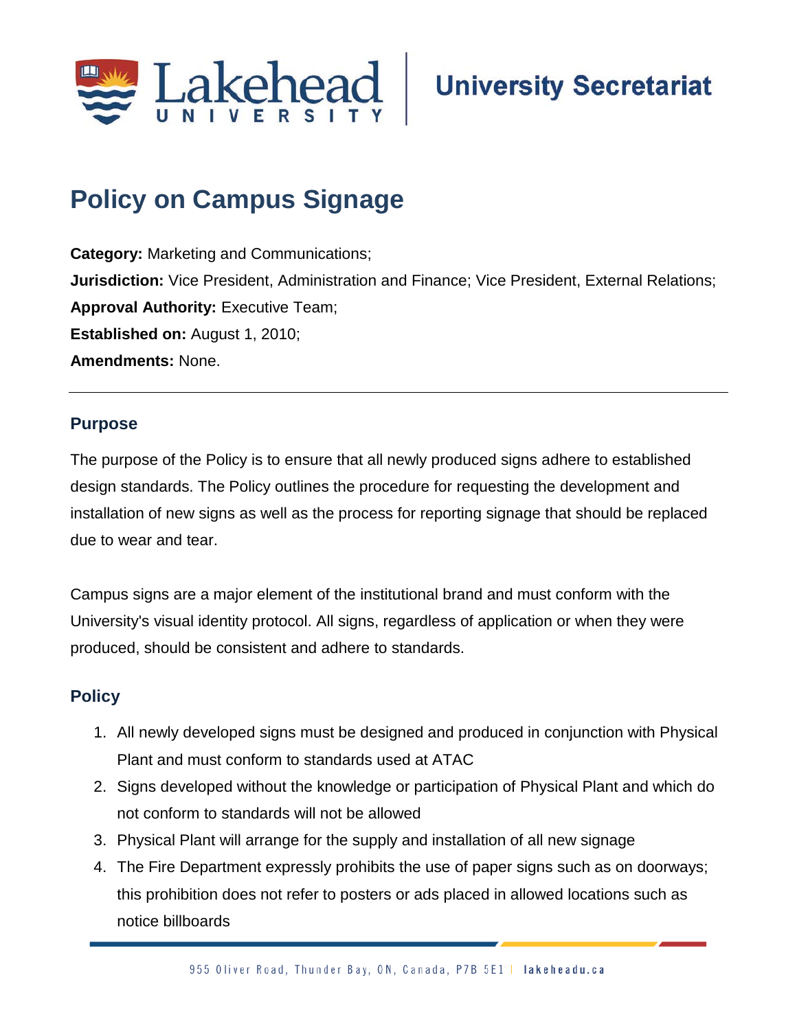# Policy on Campus Signage

**Category:** Marketing and Communications;
**Jurisdiction:** Vice President, Administration and Finance; Vice President, External Relations;
**Approval Authority:** Executive Team;
**Established on:** August 1, 2010;
**Amendments:** None.

---

## Purpose

The purpose of the Policy is to ensure that all newly produced signs adhere to established design standards. The Policy outlines the procedure for requesting the development and installation of new signs as well as the process for reporting signage that should be replaced due to wear and tear.

Campus signs are a major element of the institutional brand and must conform with the University's visual identity protocol. All signs, regardless of application or when they were produced, should be consistent and adhere to standards.

## Policy

1. All newly developed signs must be designed and produced in conjunction with Physical Plant and must conform to standards used at ATAC
2. Signs developed without the knowledge or participation of Physical Plant and which do not conform to standards will not be allowed
3. Physical Plant will arrange for the supply and installation of all new signage
4. The Fire Department expressly prohibits the use of paper signs such as on doorways; this prohibition does not refer to posters or ads placed in allowed locations such as notice billboards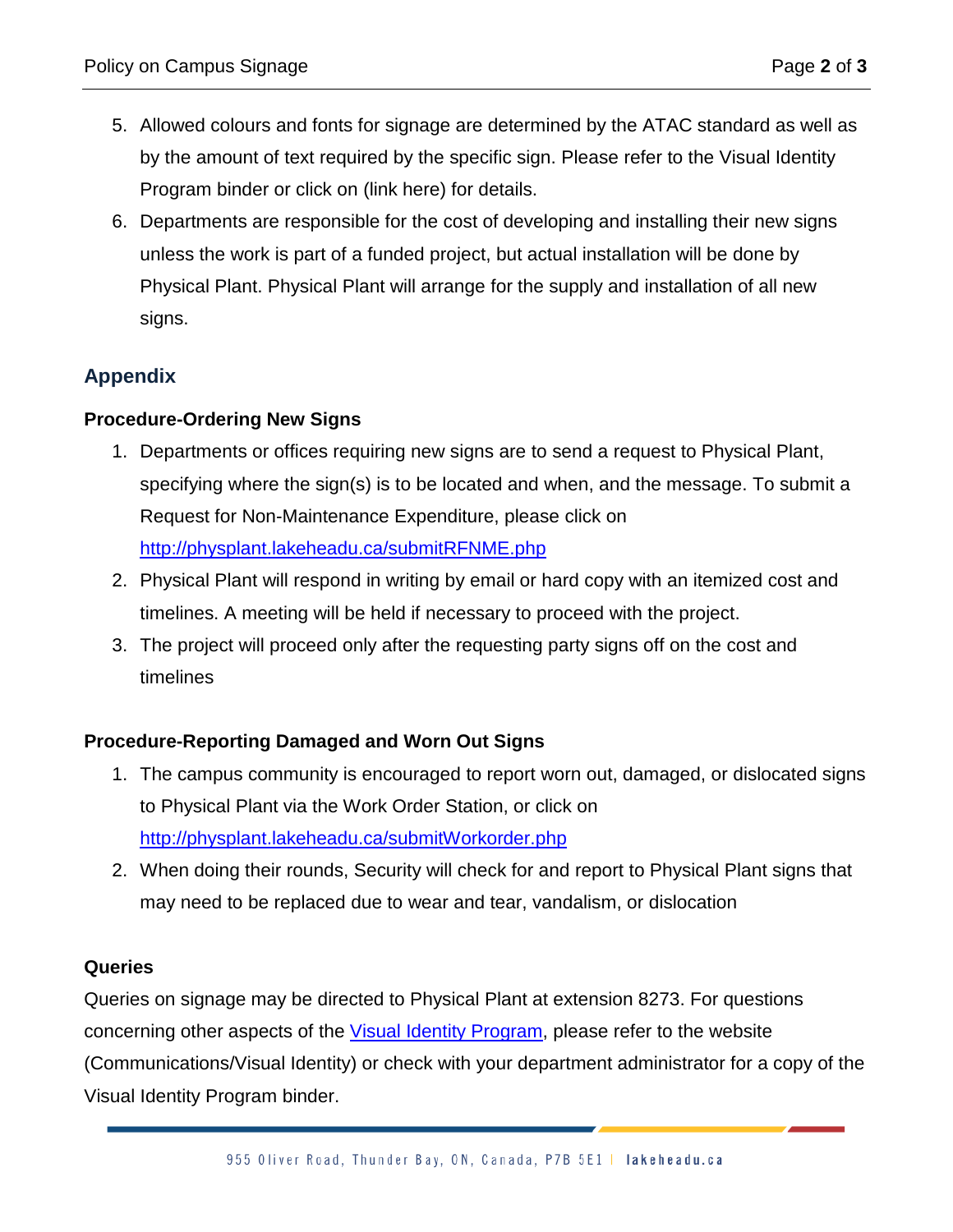5. Allowed colours and fonts for signage are determined by the ATAC standard as well as by the amount of text required by the specific sign. Please refer to the Visual Identity Program binder or click on (link here) for details.
6. Departments are responsible for the cost of developing and installing their new signs unless the work is part of a funded project, but actual installation will be done by Physical Plant. Physical Plant will arrange for the supply and installation of all new signs.

## Appendix

### Procedure-Ordering New Signs

1. Departments or offices requiring new signs are to send a request to Physical Plant, specifying where the sign(s) is to be located and when, and the message. To submit a Request for Non-Maintenance Expenditure, please click on http://physplant.lakeheadu.ca/submitRFNME.php
2. Physical Plant will respond in writing by email or hard copy with an itemized cost and timelines. A meeting will be held if necessary to proceed with the project.
3. The project will proceed only after the requesting party signs off on the cost and timelines

### Procedure-Reporting Damaged and Worn Out Signs

1. The campus community is encouraged to report worn out, damaged, or dislocated signs to Physical Plant via the Work Order Station, or click on http://physplant.lakeheadu.ca/submitWorkorder.php
2. When doing their rounds, Security will check for and report to Physical Plant signs that may need to be replaced due to wear and tear, vandalism, or dislocation

### Queries

Queries on signage may be directed to Physical Plant at extension 8273. For questions concerning other aspects of the Visual Identity Program, please refer to the website (Communications/Visual Identity) or check with your department administrator for a copy of the Visual Identity Program binder.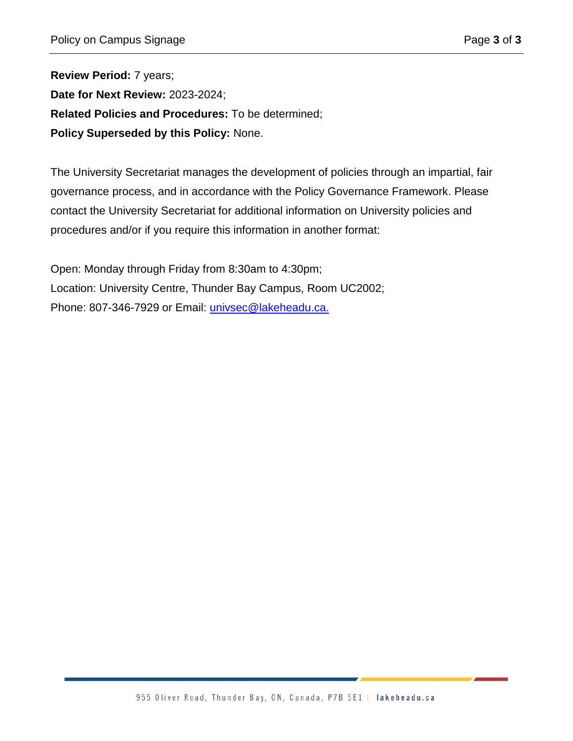**Review Period:** 7 years;
**Date for Next Review:** 2023-2024;
**Related Policies and Procedures:** To be determined;
**Policy Superseded by this Policy:** None.

The University Secretariat manages the development of policies through an impartial, fair governance process, and in accordance with the Policy Governance Framework. Please contact the University Secretariat for additional information on University policies and procedures and/or if you require this information in another format:

Open: Monday through Friday from 8:30am to 4:30pm;
Location: University Centre, Thunder Bay Campus, Room UC2002;
Phone: 807-346-7929 or Email: univsec@lakeheadu.ca.